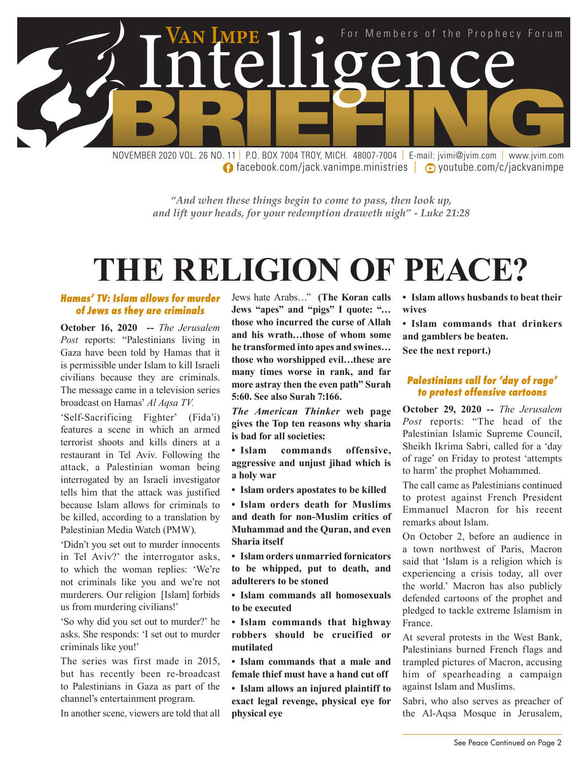# Van Impe Intelligence BRIEFING

For Members of the Prophecy Forum

NOVEMBER 2020 VOL. 26 NO. 11 | P.O. BOX 7004 TROY, MICH. 48007-7004 | E-mail: jvimi@jvim.com | www.jvim.com
facebook.com/jack.vanimpe.ministries | youtube.com/c/jackvanimpe

*"And when these things begin to come to pass, then look up, and lift your heads, for your redemption draweth nigh" - Luke 21:28*

# THE RELIGION OF PEACE?

### *Hamas' TV: Islam allows for murder of Jews as they are criminals*

**October 16, 2020 --** *The Jerusalem Post* reports: "Palestinians living in Gaza have been told by Hamas that it is permissible under Islam to kill Israeli civilians because they are criminals. The message came in a television series broadcast on Hamas' *Al Aqsa TV.*

'Self-Sacrificing Fighter' (Fida'i) features a scene in which an armed terrorist shoots and kills diners at a restaurant in Tel Aviv. Following the attack, a Palestinian woman being interrogated by an Israeli investigator tells him that the attack was justified because Islam allows for criminals to be killed, according to a translation by Palestinian Media Watch (PMW).

'Didn't you set out to murder innocents in Tel Aviv?' the interrogator asks, to which the woman replies: 'We're not criminals like you and we're not murderers. Our religion [Islam] forbids us from murdering civilians!'

'So why did you set out to murder?' he asks. She responds: 'I set out to murder criminals like you!'

The series was first made in 2015, but has recently been re-broadcast to Palestinians in Gaza as part of the channel's entertainment program.

In another scene, viewers are told that all Jews hate Arabs…" **(The Koran calls Jews "apes" and "pigs" I quote: "… those who incurred the curse of Allah and his wrath…those of whom some he transformed into apes and swines… those who worshipped evil…these are many times worse in rank, and far more astray then the even path" Surah 5:60. See also Surah 7:166.**

***The American Thinker* web page gives the Top ten reasons why sharia is bad for all societies:**

- **Islam commands offensive, aggressive and unjust jihad which is a holy war**
- **Islam orders apostates to be killed**
- **Islam orders death for Muslims and death for non-Muslim critics of Muhammad and the Quran, and even Sharia itself**
- **Islam orders unmarried fornicators to be whipped, put to death, and adulterers to be stoned**
- **Islam commands all homosexuals to be executed**
- **Islam commands that highway robbers should be crucified or mutilated**
- **Islam commands that a male and female thief must have a hand cut off**
- **Islam allows an injured plaintiff to exact legal revenge, physical eye for physical eye**
- **Islam allows husbands to beat their wives**
- **Islam commands that drinkers and gamblers be beaten.**

**See the next report.)**

### *Palestinians call for 'day of rage' to protest offensive cartoons*

**October 29, 2020 --** *The Jerusalem Post* reports: "The head of the Palestinian Islamic Supreme Council, Sheikh Ikrima Sabri, called for a 'day of rage' on Friday to protest 'attempts to harm' the prophet Mohammed.

The call came as Palestinians continued to protest against French President Emmanuel Macron for his recent remarks about Islam.

On October 2, before an audience in a town northwest of Paris, Macron said that 'Islam is a religion which is experiencing a crisis today, all over the world.' Macron has also publicly defended cartoons of the prophet and pledged to tackle extreme Islamism in France.

At several protests in the West Bank, Palestinians burned French flags and trampled pictures of Macron, accusing him of spearheading a campaign against Islam and Muslims.

Sabri, who also serves as preacher of the Al-Aqsa Mosque in Jerusalem,

See Peace Continued on Page 2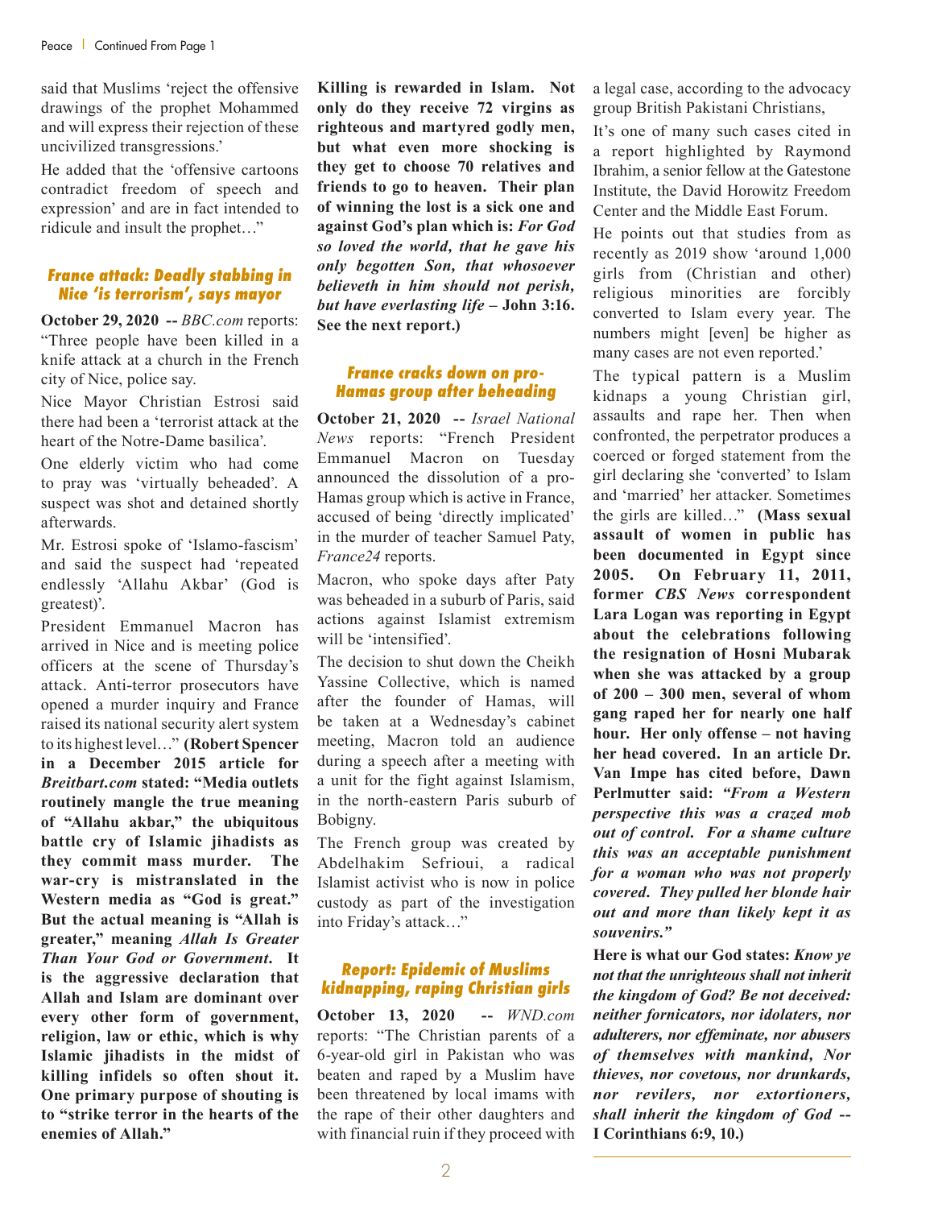said that Muslims 'reject the offensive drawings of the prophet Mohammed and will express their rejection of these uncivilized transgressions.'

He added that the 'offensive cartoons contradict freedom of speech and expression' and are in fact intended to ridicule and insult the prophet…"

### France attack: Deadly stabbing in Nice 'is terrorism', says mayor

**October 29, 2020 --** *BBC.com* reports: "Three people have been killed in a knife attack at a church in the French city of Nice, police say.

Nice Mayor Christian Estrosi said there had been a 'terrorist attack at the heart of the Notre-Dame basilica'.

One elderly victim who had come to pray was 'virtually beheaded'. A suspect was shot and detained shortly afterwards.

Mr. Estrosi spoke of 'Islamo-fascism' and said the suspect had 'repeated endlessly 'Allahu Akbar' (God is greatest)'.

President Emmanuel Macron has arrived in Nice and is meeting police officers at the scene of Thursday's attack. Anti-terror prosecutors have opened a murder inquiry and France raised its national security alert system to its highest level…" **(Robert Spencer in a December 2015 article for *Breitbart.com* stated: "Media outlets routinely mangle the true meaning of "Allahu akbar," the ubiquitous battle cry of Islamic jihadists as they commit mass murder. The war-cry is mistranslated in the Western media as "God is great." But the actual meaning is "Allah is greater," meaning *Allah Is Greater Than Your God or Government*. It is the aggressive declaration that Allah and Islam are dominant over every other form of government, religion, law or ethic, which is why Islamic jihadists in the midst of killing infidels so often shout it. One primary purpose of shouting is to "strike terror in the hearts of the enemies of Allah." Killing is rewarded in Islam. Not only do they receive 72 virgins as righteous and martyred godly men, but what even more shocking is they get to choose 70 relatives and friends to go to heaven. Their plan of winning the lost is a sick one and against God's plan which is: *For God so loved the world, that he gave his only begotten Son, that whosoever believeth in him should not perish, but have everlasting life* – John 3:16. See the next report.)**

### France cracks down on pro-Hamas group after beheading

**October 21, 2020 --** *Israel National News* reports: "French President Emmanuel Macron on Tuesday announced the dissolution of a pro-Hamas group which is active in France, accused of being 'directly implicated' in the murder of teacher Samuel Paty, *France24* reports.

Macron, who spoke days after Paty was beheaded in a suburb of Paris, said actions against Islamist extremism will be 'intensified'.

The decision to shut down the Cheikh Yassine Collective, which is named after the founder of Hamas, will be taken at a Wednesday's cabinet meeting, Macron told an audience during a speech after a meeting with a unit for the fight against Islamism, in the north-eastern Paris suburb of Bobigny.

The French group was created by Abdelhakim Sefrioui, a radical Islamist activist who is now in police custody as part of the investigation into Friday's attack…"

### Report: Epidemic of Muslims kidnapping, raping Christian girls

**October 13, 2020 --** *WND.com* reports: "The Christian parents of a 6-year-old girl in Pakistan who was beaten and raped by a Muslim have been threatened by local imams with the rape of their other daughters and with financial ruin if they proceed with a legal case, according to the advocacy group British Pakistani Christians,

It's one of many such cases cited in a report highlighted by Raymond Ibrahim, a senior fellow at the Gatestone Institute, the David Horowitz Freedom Center and the Middle East Forum.

He points out that studies from as recently as 2019 show 'around 1,000 girls from (Christian and other) religious minorities are forcibly converted to Islam every year. The numbers might [even] be higher as many cases are not even reported.'

The typical pattern is a Muslim kidnaps a young Christian girl, assaults and rape her. Then when confronted, the perpetrator produces a coerced or forged statement from the girl declaring she 'converted' to Islam and 'married' her attacker. Sometimes the girls are killed…" **(Mass sexual assault of women in public has been documented in Egypt since 2005. On February 11, 2011, former *CBS News* correspondent Lara Logan was reporting in Egypt about the celebrations following the resignation of Hosni Mubarak when she was attacked by a group of 200 – 300 men, several of whom gang raped her for nearly one half hour. Her only offense – not having her head covered. In an article Dr. Van Impe has cited before, Dawn Perlmutter said: *"From a Western perspective this was a crazed mob out of control. For a shame culture this was an acceptable punishment for a woman who was not properly covered. They pulled her blonde hair out and more than likely kept it as souvenirs."***

**Here is what our God states: *Know ye not that the unrighteous shall not inherit the kingdom of God? Be not deceived: neither fornicators, nor idolaters, nor adulterers, nor effeminate, nor abusers of themselves with mankind, Nor thieves, nor covetous, nor drunkards, nor revilers, nor extortioners, shall inherit the kingdom of God* -- I Corinthians 6:9, 10.)**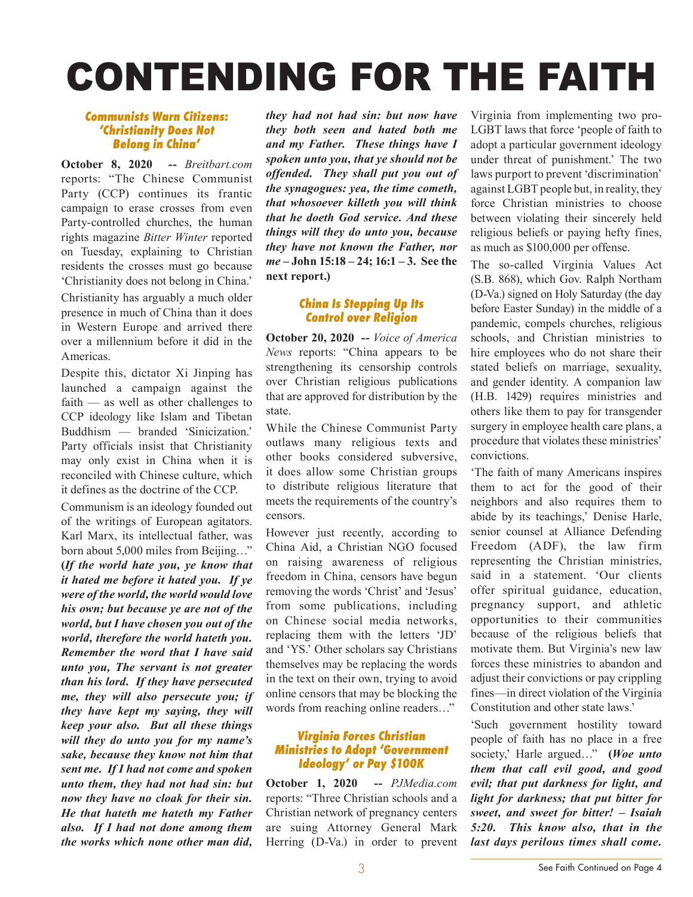# CONTENDING FOR THE FAITH

### *Communists Warn Citizens: 'Christianity Does Not Belong in China'*

**October 8, 2020 --** *Breitbart.com* reports: "The Chinese Communist Party (CCP) continues its frantic campaign to erase crosses from even Party-controlled churches, the human rights magazine *Bitter Winter* reported on Tuesday, explaining to Christian residents the crosses must go because 'Christianity does not belong in China.'

Christianity has arguably a much older presence in much of China than it does in Western Europe and arrived there over a millennium before it did in the Americas.

Despite this, dictator Xi Jinping has launched a campaign against the faith — as well as other challenges to CCP ideology like Islam and Tibetan Buddhism — branded 'Sinicization.' Party officials insist that Christianity may only exist in China when it is reconciled with Chinese culture, which it defines as the doctrine of the CCP.

Communism is an ideology founded out of the writings of European agitators. Karl Marx, its intellectual father, was born about 5,000 miles from Beijing…" **(*If the world hate you, ye know that it hated me before it hated you. If ye were of the world, the world would love his own; but because ye are not of the world, but I have chosen you out of the world, therefore the world hateth you. Remember the word that I have said unto you, The servant is not greater than his lord. If they have persecuted me, they will also persecute you; if they have kept my saying, they will keep your also. But all these things will they do unto you for my name's sake, because they know not him that sent me. If I had not come and spoken unto them, they had not had sin: but now they have no cloak for their sin. He that hateth me hateth my Father also. If I had not done among them the works which none other man did, they had not had sin: but now have they both seen and hated both me and my Father. These things have I spoken unto you, that ye should not be offended. They shall put you out of the synagogues: yea, the time cometh, that whosoever killeth you will think that he doeth God service. And these things will they do unto you, because they have not known the Father, nor me* – John 15:18 – 24; 16:1 – 3. See the next report.)**

### *China Is Stepping Up Its Control over Religion*

**October 20, 2020 --** *Voice of America News* reports: "China appears to be strengthening its censorship controls over Christian religious publications that are approved for distribution by the state.

While the Chinese Communist Party outlaws many religious texts and other books considered subversive, it does allow some Christian groups to distribute religious literature that meets the requirements of the country's censors.

However just recently, according to China Aid, a Christian NGO focused on raising awareness of religious freedom in China, censors have begun removing the words 'Christ' and 'Jesus' from some publications, including on Chinese social media networks, replacing them with the letters 'JD' and 'YS.' Other scholars say Christians themselves may be replacing the words in the text on their own, trying to avoid online censors that may be blocking the words from reaching online readers…"

### *Virginia Forces Christian Ministries to Adopt 'Government Ideology' or Pay $100K*

**October 1, 2020 --** *PJMedia.com* reports: "Three Christian schools and a Christian network of pregnancy centers are suing Attorney General Mark Herring (D-Va.) in order to prevent Virginia from implementing two pro-LGBT laws that force 'people of faith to adopt a particular government ideology under threat of punishment.' The two laws purport to prevent 'discrimination' against LGBT people but, in reality, they force Christian ministries to choose between violating their sincerely held religious beliefs or paying hefty fines, as much as $100,000 per offense.

The so-called Virginia Values Act (S.B. 868), which Gov. Ralph Northam (D-Va.) signed on Holy Saturday (the day before Easter Sunday) in the middle of a pandemic, compels churches, religious schools, and Christian ministries to hire employees who do not share their stated beliefs on marriage, sexuality, and gender identity. A companion law (H.B. 1429) requires ministries and others like them to pay for transgender surgery in employee health care plans, a procedure that violates these ministries' convictions.

'The faith of many Americans inspires them to act for the good of their neighbors and also requires them to abide by its teachings,' Denise Harle, senior counsel at Alliance Defending Freedom (ADF), the law firm representing the Christian ministries, said in a statement. 'Our clients offer spiritual guidance, education, pregnancy support, and athletic opportunities to their communities because of the religious beliefs that motivate them. But Virginia's new law forces these ministries to abandon and adjust their convictions or pay crippling fines—in direct violation of the Virginia Constitution and other state laws.'

'Such government hostility toward people of faith has no place in a free society,' Harle argued…" **(*Woe unto them that call evil good, and good evil; that put darkness for light, and light for darkness; that put bitter for sweet, and sweet for bitter! – Isaiah 5:20. This know also, that in the last days perilous times shall come.***

See Faith Continued on Page 4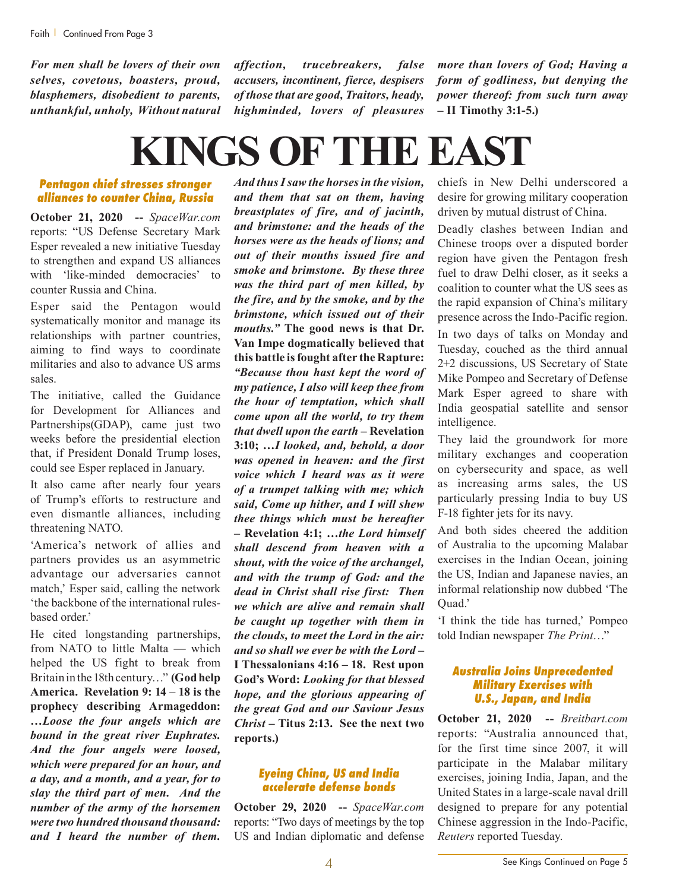***For men shall be lovers of their own selves, covetous, boasters, proud, blasphemers, disobedient to parents, unthankful, unholy, Without natural affection, trucebreakers, false accusers, incontinent, fierce, despisers of those that are good, Traitors, heady, highminded, lovers of pleasures more than lovers of God; Having a form of godliness, but denying the power thereof: from such turn away* – II Timothy 3:1-5.)**

# KINGS OF THE EAST

### Pentagon chief stresses stronger alliances to counter China, Russia

**October 21, 2020 --** *SpaceWar.com* reports: "US Defense Secretary Mark Esper revealed a new initiative Tuesday to strengthen and expand US alliances with 'like-minded democracies' to counter Russia and China.

Esper said the Pentagon would systematically monitor and manage its relationships with partner countries, aiming to find ways to coordinate militaries and also to advance US arms sales.

The initiative, called the Guidance for Development for Alliances and Partnerships(GDAP), came just two weeks before the presidential election that, if President Donald Trump loses, could see Esper replaced in January.

It also came after nearly four years of Trump's efforts to restructure and even dismantle alliances, including threatening NATO.

'America's network of allies and partners provides us an asymmetric advantage our adversaries cannot match,' Esper said, calling the network 'the backbone of the international rules-based order.'

He cited longstanding partnerships, from NATO to little Malta — which helped the US fight to break from Britain in the 18th century…" **(God help America. Revelation 9: 14 – 18 is the prophecy describing Armageddon: *…Loose the four angels which are bound in the great river Euphrates. And the four angels were loosed, which were prepared for an hour, and a day, and a month, and a year, for to slay the third part of men. And the number of the army of the horsemen were two hundred thousand thousand: and I heard the number of them. And thus I saw the horses in the vision, and them that sat on them, having breastplates of fire, and of jacinth, and brimstone: and the heads of the horses were as the heads of lions; and out of their mouths issued fire and smoke and brimstone. By these three was the third part of men killed, by the fire, and by the smoke, and by the brimstone, which issued out of their mouths."* The good news is that Dr. Van Impe dogmatically believed that this battle is fought after the Rapture: *"Because thou hast kept the word of my patience, I also will keep thee from the hour of temptation, which shall come upon all the world, to try them that dwell upon the earth* – Revelation 3:10; *…I looked, and, behold, a door was opened in heaven: and the first voice which I heard was as it were of a trumpet talking with me; which said, Come up hither, and I will shew thee things which must be hereafter* – Revelation 4:1; *…the Lord himself shall descend from heaven with a shout, with the voice of the archangel, and with the trump of God: and the dead in Christ shall rise first: Then we which are alive and remain shall be caught up together with them in the clouds, to meet the Lord in the air: and so shall we ever be with the Lord* – I Thessalonians 4:16 – 18. Rest upon God's Word: *Looking for that blessed hope, and the glorious appearing of the great God and our Saviour Jesus Christ* – Titus 2:13. See the next two reports.)**

### Eyeing China, US and India accelerate defense bonds

**October 29, 2020 --** *SpaceWar.com* reports: "Two days of meetings by the top US and Indian diplomatic and defense chiefs in New Delhi underscored a desire for growing military cooperation driven by mutual distrust of China.

Deadly clashes between Indian and Chinese troops over a disputed border region have given the Pentagon fresh fuel to draw Delhi closer, as it seeks a coalition to counter what the US sees as the rapid expansion of China's military presence across the Indo-Pacific region.

In two days of talks on Monday and Tuesday, couched as the third annual 2+2 discussions, US Secretary of State Mike Pompeo and Secretary of Defense Mark Esper agreed to share with India geospatial satellite and sensor intelligence.

They laid the groundwork for more military exchanges and cooperation on cybersecurity and space, as well as increasing arms sales, the US particularly pressing India to buy US F-18 fighter jets for its navy.

And both sides cheered the addition of Australia to the upcoming Malabar exercises in the Indian Ocean, joining the US, Indian and Japanese navies, an informal relationship now dubbed 'The Quad.'

'I think the tide has turned,' Pompeo told Indian newspaper *The Print*…"

### Australia Joins Unprecedented Military Exercises with U.S., Japan, and India

**October 21, 2020 --** *Breitbart.com* reports: "Australia announced that, for the first time since 2007, it will participate in the Malabar military exercises, joining India, Japan, and the United States in a large-scale naval drill designed to prepare for any potential Chinese aggression in the Indo-Pacific, *Reuters* reported Tuesday.

See Kings Continued on Page 5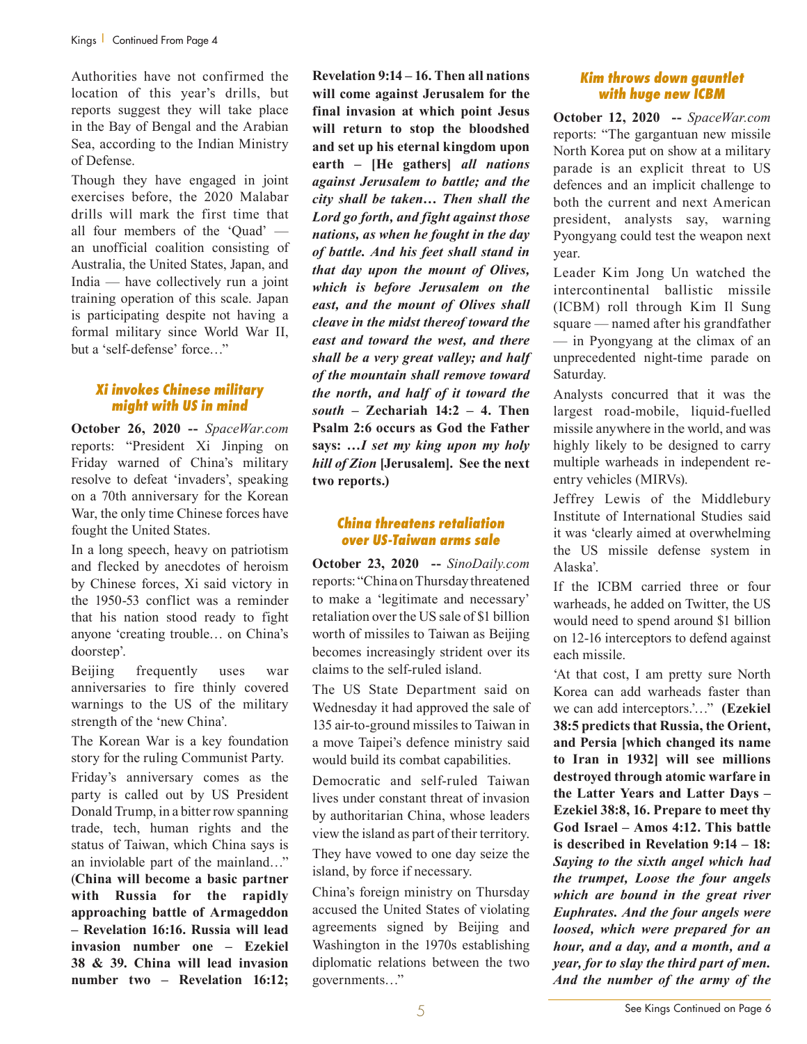Authorities have not confirmed the location of this year's drills, but reports suggest they will take place in the Bay of Bengal and the Arabian Sea, according to the Indian Ministry of Defense.

Though they have engaged in joint exercises before, the 2020 Malabar drills will mark the first time that all four members of the 'Quad' — an unofficial coalition consisting of Australia, the United States, Japan, and India — have collectively run a joint training operation of this scale. Japan is participating despite not having a formal military since World War II, but a 'self-defense' force…"

### Xi invokes Chinese military might with US in mind

**October 26, 2020 --** *SpaceWar.com* reports: "President Xi Jinping on Friday warned of China's military resolve to defeat 'invaders', speaking on a 70th anniversary for the Korean War, the only time Chinese forces have fought the United States.

In a long speech, heavy on patriotism and flecked by anecdotes of heroism by Chinese forces, Xi said victory in the 1950-53 conflict was a reminder that his nation stood ready to fight anyone 'creating trouble… on China's doorstep'.

Beijing frequently uses war anniversaries to fire thinly covered warnings to the US of the military strength of the 'new China'.

The Korean War is a key foundation story for the ruling Communist Party.

Friday's anniversary comes as the party is called out by US President Donald Trump, in a bitter row spanning trade, tech, human rights and the status of Taiwan, which China says is an inviolable part of the mainland…" **(China will become a basic partner with Russia for the rapidly approaching battle of Armageddon – Revelation 16:16. Russia will lead invasion number one – Ezekiel 38 & 39. China will lead invasion number two – Revelation 16:12; Revelation 9:14 – 16. Then all nations will come against Jerusalem for the final invasion at which point Jesus will return to stop the bloodshed and set up his eternal kingdom upon earth – [He gathers]** ***all nations against Jerusalem to battle; and the city shall be taken… Then shall the Lord go forth, and fight against those nations, as when he fought in the day of battle. And his feet shall stand in that day upon the mount of Olives, which is before Jerusalem on the east, and the mount of Olives shall cleave in the midst thereof toward the east and toward the west, and there shall be a very great valley; and half of the mountain shall remove toward the north, and half of it toward the south*** **– Zechariah 14:2 – 4. Then Psalm 2:6 occurs as God the Father says:** ***…I set my king upon my holy hill of Zion*** **[Jerusalem]. See the next two reports.)**

### China threatens retaliation over US-Taiwan arms sale

**October 23, 2020 --** *SinoDaily.com* reports: "China on Thursday threatened to make a 'legitimate and necessary' retaliation over the US sale of $1 billion worth of missiles to Taiwan as Beijing becomes increasingly strident over its claims to the self-ruled island.

The US State Department said on Wednesday it had approved the sale of 135 air-to-ground missiles to Taiwan in a move Taipei's defence ministry said would build its combat capabilities.

Democratic and self-ruled Taiwan lives under constant threat of invasion by authoritarian China, whose leaders view the island as part of their territory.

They have vowed to one day seize the island, by force if necessary.

China's foreign ministry on Thursday accused the United States of violating agreements signed by Beijing and Washington in the 1970s establishing diplomatic relations between the two governments…"

### Kim throws down gauntlet with huge new ICBM

**October 12, 2020 --** *SpaceWar.com* reports: "The gargantuan new missile North Korea put on show at a military parade is an explicit threat to US defences and an implicit challenge to both the current and next American president, analysts say, warning Pyongyang could test the weapon next year.

Leader Kim Jong Un watched the intercontinental ballistic missile (ICBM) roll through Kim Il Sung square — named after his grandfather — in Pyongyang at the climax of an unprecedented night-time parade on Saturday.

Analysts concurred that it was the largest road-mobile, liquid-fuelled missile anywhere in the world, and was highly likely to be designed to carry multiple warheads in independent re-entry vehicles (MIRVs).

Jeffrey Lewis of the Middlebury Institute of International Studies said it was 'clearly aimed at overwhelming the US missile defense system in Alaska'.

If the ICBM carried three or four warheads, he added on Twitter, the US would need to spend around $1 billion on 12-16 interceptors to defend against each missile.

'At that cost, I am pretty sure North Korea can add warheads faster than we can add interceptors.'…" **(Ezekiel 38:5 predicts that Russia, the Orient, and Persia [which changed its name to Iran in 1932] will see millions destroyed through atomic warfare in the Latter Years and Latter Days – Ezekiel 38:8, 16. Prepare to meet thy God Israel – Amos 4:12. This battle is described in Revelation 9:14 – 18:** ***Saying to the sixth angel which had the trumpet, Loose the four angels which are bound in the great river Euphrates. And the four angels were loosed, which were prepared for an hour, and a day, and a month, and a year, for to slay the third part of men. And the number of the army of the***

See Kings Continued on Page 6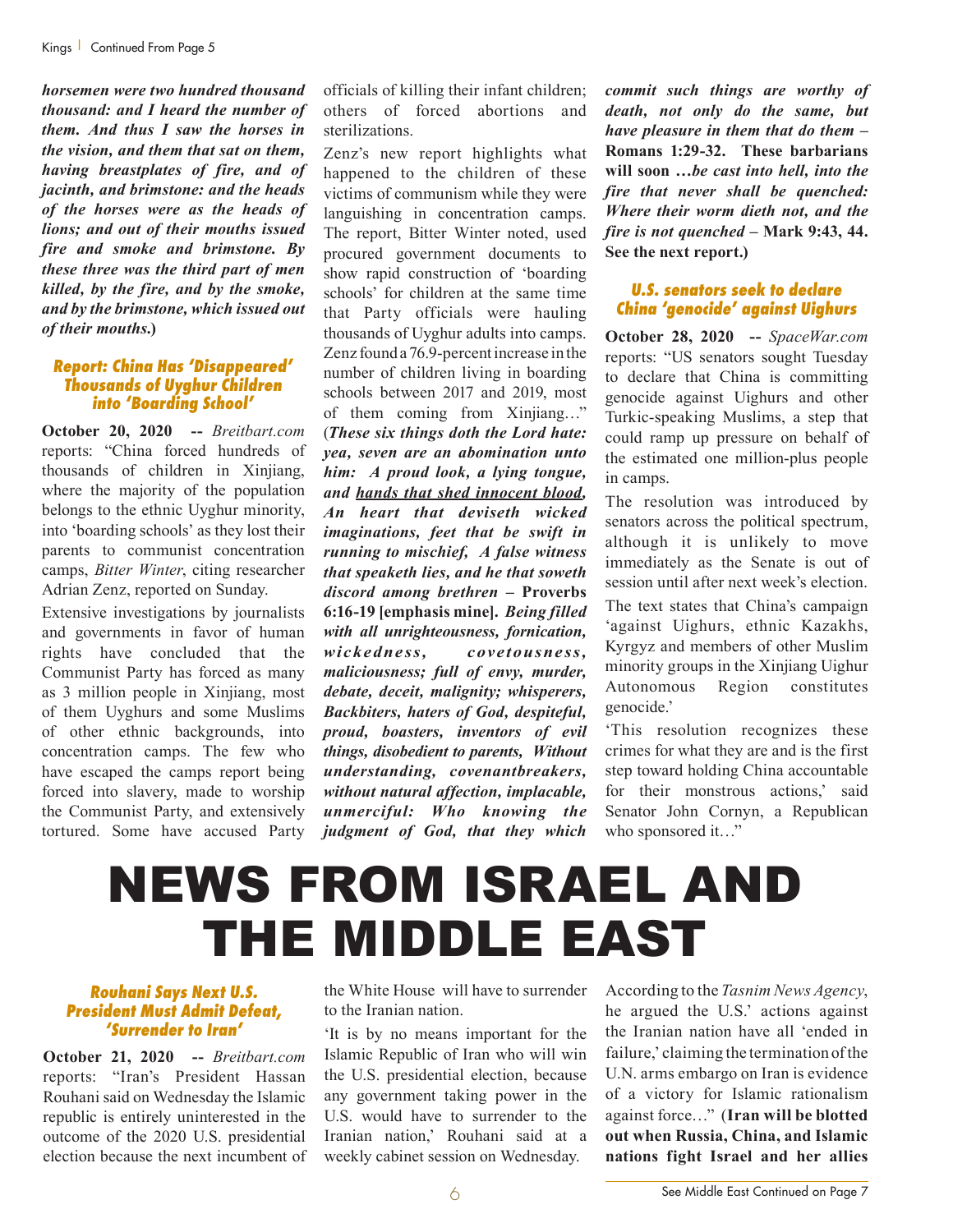***horsemen were two hundred thousand thousand: and I heard the number of them. And thus I saw the horses in the vision, and them that sat on them, having breastplates of fire, and of jacinth, and brimstone: and the heads of the horses were as the heads of lions; and out of their mouths issued fire and smoke and brimstone. By these three was the third part of men killed, by the fire, and by the smoke, and by the brimstone, which issued out of their mouths.*)**

### Report: China Has 'Disappeared' Thousands of Uyghur Children into 'Boarding School'

**October 20, 2020 --** *Breitbart.com* reports: "China forced hundreds of thousands of children in Xinjiang, where the majority of the population belongs to the ethnic Uyghur minority, into 'boarding schools' as they lost their parents to communist concentration camps, *Bitter Winter*, citing researcher Adrian Zenz, reported on Sunday.

Extensive investigations by journalists and governments in favor of human rights have concluded that the Communist Party has forced as many as 3 million people in Xinjiang, most of them Uyghurs and some Muslims of other ethnic backgrounds, into concentration camps. The few who have escaped the camps report being forced into slavery, made to worship the Communist Party, and extensively tortured. Some have accused Party officials of killing their infant children; others of forced abortions and sterilizations.

Zenz's new report highlights what happened to the children of these victims of communism while they were languishing in concentration camps. The report, Bitter Winter noted, used procured government documents to show rapid construction of 'boarding schools' for children at the same time that Party officials were hauling thousands of Uyghur adults into camps. Zenz found a 76.9-percent increase in the number of children living in boarding schools between 2017 and 2019, most of them coming from Xinjiang…" (***These six things doth the Lord hate: yea, seven are an abomination unto him: A proud look, a lying tongue, and <u>hands that shed innocent blood</u>, An heart that deviseth wicked imaginations, feet that be swift in running to mischief, A false witness that speaketh lies, and he that soweth discord among brethren* – Proverbs 6:16-19 [emphasis mine]. *Being filled with all unrighteousness, fornication, wickedness, covetousness, maliciousness; full of envy, murder, debate, deceit, malignity; whisperers, Backbiters, haters of God, despiteful, proud, boasters, inventors of evil things, disobedient to parents, Without understanding, covenantbreakers, without natural affection, implacable, unmerciful: Who knowing the judgment of God, that they which commit such things are worthy of death, not only do the same, but have pleasure in them that do them* – Romans 1:29-32. These barbarians will soon …*be cast into hell, into the fire that never shall be quenched: Where their worm dieth not, and the fire is not quenched* – Mark 9:43, 44. See the next report.)**

### U.S. senators seek to declare China 'genocide' against Uighurs

**October 28, 2020 --** *SpaceWar.com* reports: "US senators sought Tuesday to declare that China is committing genocide against Uighurs and other Turkic-speaking Muslims, a step that could ramp up pressure on behalf of the estimated one million-plus people in camps.

The resolution was introduced by senators across the political spectrum, although it is unlikely to move immediately as the Senate is out of session until after next week's election.

The text states that China's campaign 'against Uighurs, ethnic Kazakhs, Kyrgyz and members of other Muslim minority groups in the Xinjiang Uighur Autonomous Region constitutes genocide.'

'This resolution recognizes these crimes for what they are and is the first step toward holding China accountable for their monstrous actions,' said Senator John Cornyn, a Republican who sponsored it…"

# NEWS FROM ISRAEL AND THE MIDDLE EAST

### Rouhani Says Next U.S. President Must Admit Defeat, 'Surrender to Iran'

**October 21, 2020 --** *Breitbart.com* reports: "Iran's President Hassan Rouhani said on Wednesday the Islamic republic is entirely uninterested in the outcome of the 2020 U.S. presidential election because the next incumbent of the White House will have to surrender to the Iranian nation.

'It is by no means important for the Islamic Republic of Iran who will win the U.S. presidential election, because any government taking power in the U.S. would have to surrender to the Iranian nation,' Rouhani said at a weekly cabinet session on Wednesday.

According to the *Tasnim News Agency*, he argued the U.S.' actions against the Iranian nation have all 'ended in failure,' claiming the termination of the U.N. arms embargo on Iran is evidence of a victory for Islamic rationalism against force…" (**Iran will be blotted out when Russia, China, and Islamic nations fight Israel and her allies**

See Middle East Continued on Page 7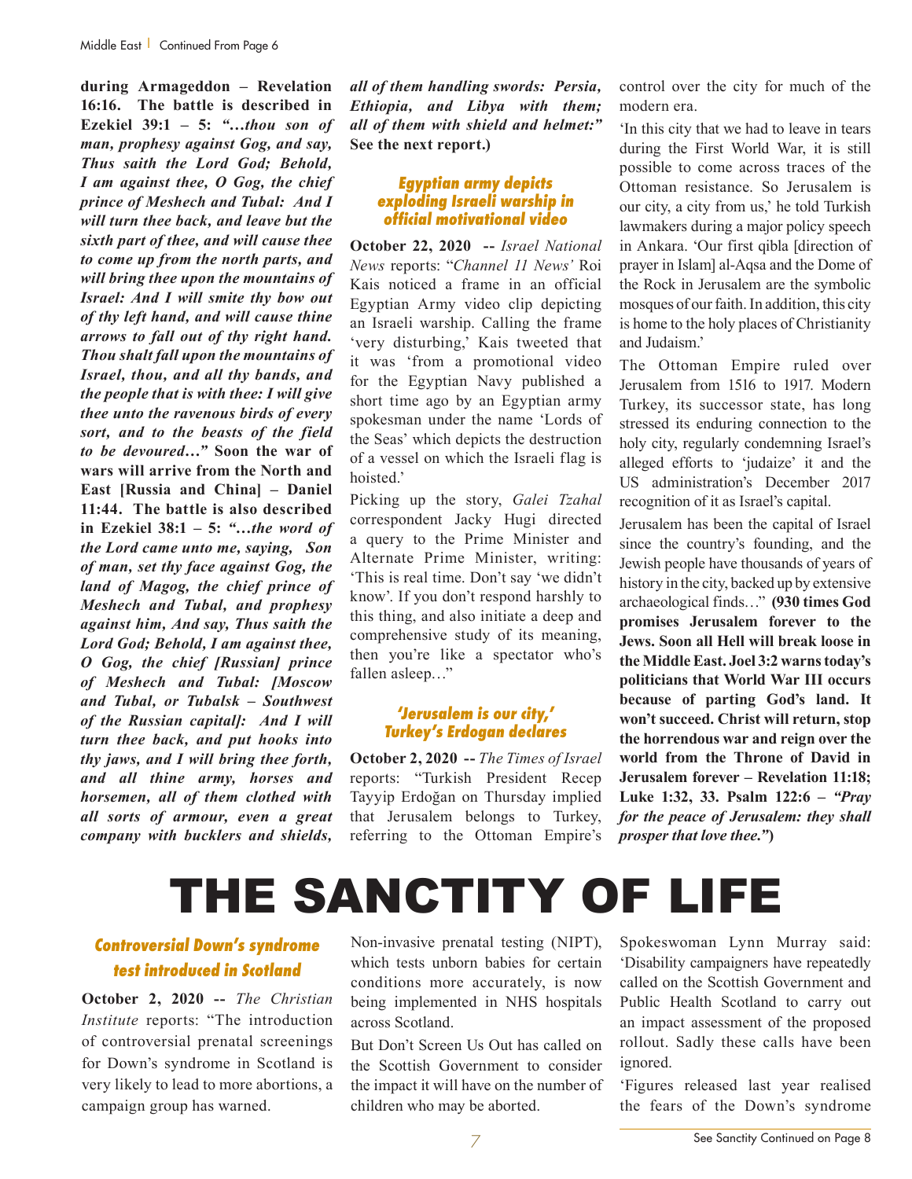**during Armageddon – Revelation 16:16. The battle is described in Ezekiel 39:1 – 5: *"…thou son of man, prophesy against Gog, and say, Thus saith the Lord God; Behold, I am against thee, O Gog, the chief prince of Meshech and Tubal: And I will turn thee back, and leave but the sixth part of thee, and will cause thee to come up from the north parts, and will bring thee upon the mountains of Israel: And I will smite thy bow out of thy left hand, and will cause thine arrows to fall out of thy right hand. Thou shalt fall upon the mountains of Israel, thou, and all thy bands, and the people that is with thee: I will give thee unto the ravenous birds of every sort, and to the beasts of the field to be devoured…"* Soon the war of wars will arrive from the North and East [Russia and China] – Daniel 11:44. The battle is also described in Ezekiel 38:1 – 5: *"…the word of the Lord came unto me, saying, Son of man, set thy face against Gog, the land of Magog, the chief prince of Meshech and Tubal, and prophesy against him, And say, Thus saith the Lord God; Behold, I am against thee, O Gog, the chief [Russian] prince of Meshech and Tubal: [Moscow and Tubal, or Tubalsk – Southwest of the Russian capital]: And I will turn thee back, and put hooks into thy jaws, and I will bring thee forth, and all thine army, horses and horsemen, all of them clothed with all sorts of armour, even a great company with bucklers and shields, all of them handling swords: Persia, Ethiopia, and Libya with them; all of them with shield and helmet:"* See the next report.)**

### *Egyptian army depicts exploding Israeli warship in official motivational video*

**October 22, 2020 --** *Israel National News* reports: "*Channel 11 News'* Roi Kais noticed a frame in an official Egyptian Army video clip depicting an Israeli warship. Calling the frame 'very disturbing,' Kais tweeted that it was 'from a promotional video for the Egyptian Navy published a short time ago by an Egyptian army spokesman under the name 'Lords of the Seas' which depicts the destruction of a vessel on which the Israeli flag is hoisted.'

Picking up the story, *Galei Tzahal* correspondent Jacky Hugi directed a query to the Prime Minister and Alternate Prime Minister, writing: 'This is real time. Don't say 'we didn't know'. If you don't respond harshly to this thing, and also initiate a deep and comprehensive study of its meaning, then you're like a spectator who's fallen asleep…"

### *'Jerusalem is our city,' Turkey's Erdogan declares*

**October 2, 2020 --** *The Times of Israel* reports: "Turkish President Recep Tayyip Erdoğan on Thursday implied that Jerusalem belongs to Turkey, referring to the Ottoman Empire's control over the city for much of the modern era.

'In this city that we had to leave in tears during the First World War, it is still possible to come across traces of the Ottoman resistance. So Jerusalem is our city, a city from us,' he told Turkish lawmakers during a major policy speech in Ankara. 'Our first qibla [direction of prayer in Islam] al-Aqsa and the Dome of the Rock in Jerusalem are the symbolic mosques of our faith. In addition, this city is home to the holy places of Christianity and Judaism.'

The Ottoman Empire ruled over Jerusalem from 1516 to 1917. Modern Turkey, its successor state, has long stressed its enduring connection to the holy city, regularly condemning Israel's alleged efforts to 'judaize' it and the US administration's December 2017 recognition of it as Israel's capital.

Jerusalem has been the capital of Israel since the country's founding, and the Jewish people have thousands of years of history in the city, backed up by extensive archaeological finds…" **(930 times God promises Jerusalem forever to the Jews. Soon all Hell will break loose in the Middle East. Joel 3:2 warns today's politicians that World War III occurs because of parting God's land. It won't succeed. Christ will return, stop the horrendous war and reign over the world from the Throne of David in Jerusalem forever – Revelation 11:18; Luke 1:32, 33. Psalm 122:6 – *"Pray for the peace of Jerusalem: they shall prosper that love thee."*)**

# THE SANCTITY OF LIFE

### *Controversial Down's syndrome test introduced in Scotland*

**October 2, 2020 --** *The Christian Institute* reports: "The introduction of controversial prenatal screenings for Down's syndrome in Scotland is very likely to lead to more abortions, a campaign group has warned.

Non-invasive prenatal testing (NIPT), which tests unborn babies for certain conditions more accurately, is now being implemented in NHS hospitals across Scotland.

But Don't Screen Us Out has called on the Scottish Government to consider the impact it will have on the number of children who may be aborted.

Spokeswoman Lynn Murray said: 'Disability campaigners have repeatedly called on the Scottish Government and Public Health Scotland to carry out an impact assessment of the proposed rollout. Sadly these calls have been ignored.

'Figures released last year realised the fears of the Down's syndrome

See Sanctity Continued on Page 8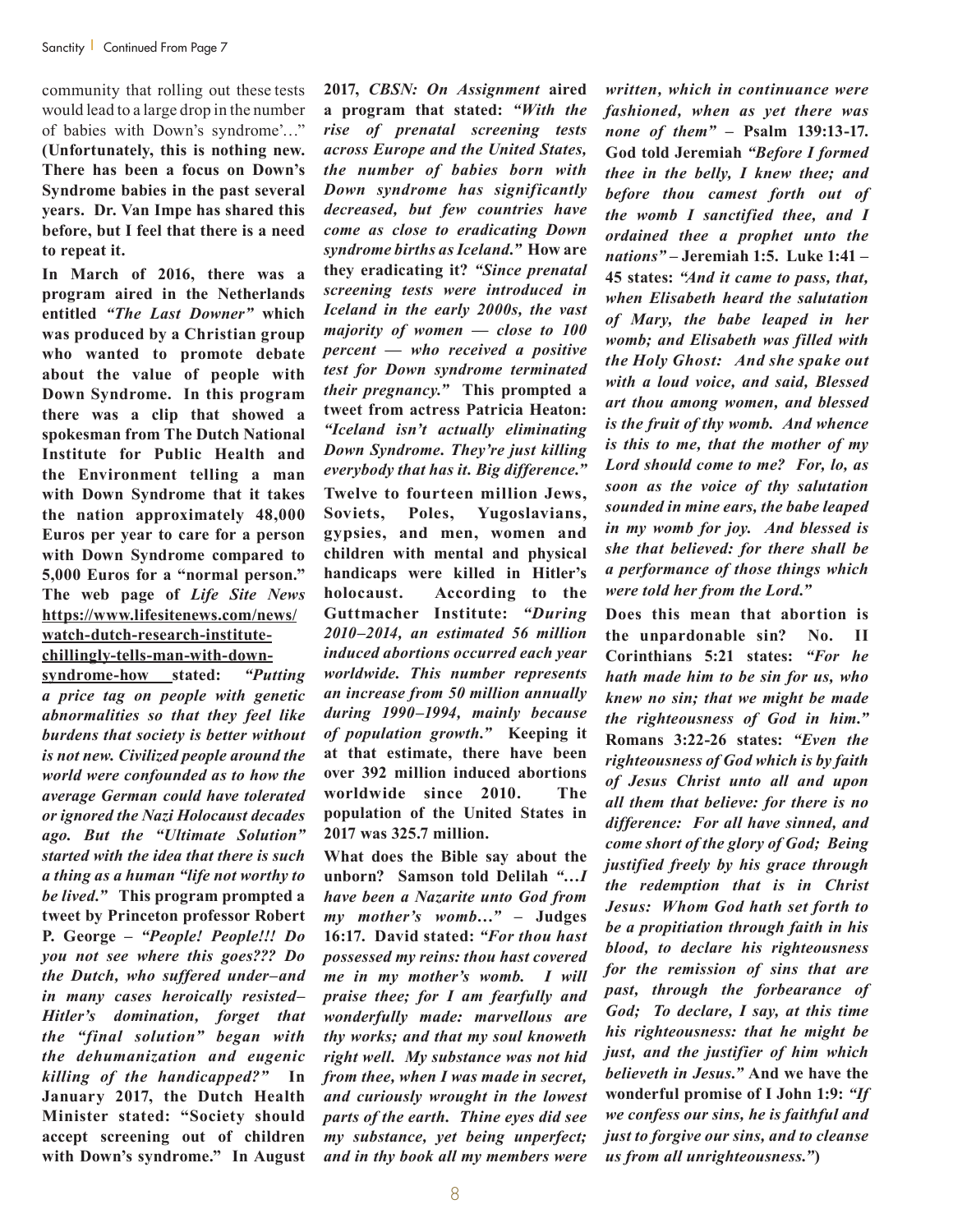Sanctity | Continued From Page 7

community that rolling out these tests would lead to a large drop in the number of babies with Down's syndrome'…" **(Unfortunately, this is nothing new. There has been a focus on Down's Syndrome babies in the past several years. Dr. Van Impe has shared this before, but I feel that there is a need to repeat it.**

**In March of 2016, there was a program aired in the Netherlands entitled *"The Last Downer"* which was produced by a Christian group who wanted to promote debate about the value of people with Down Syndrome. In this program there was a clip that showed a spokesman from The Dutch National Institute for Public Health and the Environment telling a man with Down Syndrome that it takes the nation approximately 48,000 Euros per year to care for a person with Down Syndrome compared to 5,000 Euros for a "normal person." The web page of *Life Site News* https://www.lifesitenews.com/news/watch-dutch-research-institute-chillingly-tells-man-with-down-syndrome-how stated:** ***"Putting a price tag on people with genetic abnormalities so that they feel like burdens that society is better without is not new. Civilized people around the world were confounded as to how the average German could have tolerated or ignored the Nazi Holocaust decades ago. But the "Ultimate Solution" started with the idea that there is such a thing as a human "life not worthy to be lived."*** **This program prompted a tweet by Princeton professor Robert P. George –** ***"People! People!!! Do you not see where this goes??? Do the Dutch, who suffered under–and in many cases heroically resisted–Hitler's domination, forget that the "final solution" began with the dehumanization and eugenic killing of the handicapped?"*** **In January 2017, the Dutch Health Minister stated: "Society should accept screening out of children with Down's syndrome." In August 2017, *CBSN: On Assignment* aired a program that stated:** ***"With the rise of prenatal screening tests across Europe and the United States, the number of babies born with Down syndrome has significantly decreased, but few countries have come as close to eradicating Down syndrome births as Iceland."*** **How are they eradicating it?** ***"Since prenatal screening tests were introduced in Iceland in the early 2000s, the vast majority of women — close to 100 percent — who received a positive test for Down syndrome terminated their pregnancy."*** **This prompted a tweet from actress Patricia Heaton:** ***"Iceland isn't actually eliminating Down Syndrome. They're just killing everybody that has it. Big difference."***

**Twelve to fourteen million Jews, Soviets, Poles, Yugoslavians, gypsies, and men, women and children with mental and physical handicaps were killed in Hitler's holocaust. According to the Guttmacher Institute:** ***"During 2010–2014, an estimated 56 million induced abortions occurred each year worldwide. This number represents an increase from 50 million annually during 1990–1994, mainly because of population growth."*** **Keeping it at that estimate, there have been over 392 million induced abortions worldwide since 2010. The population of the United States in 2017 was 325.7 million.**

**What does the Bible say about the unborn? Samson told Delilah** ***"…I have been a Nazarite unto God from my mother's womb…"*** **– Judges 16:17. David stated:** ***"For thou hast possessed my reins: thou hast covered me in my mother's womb. I will praise thee; for I am fearfully and wonderfully made: marvellous are thy works; and that my soul knoweth right well. My substance was not hid from thee, when I was made in secret, and curiously wrought in the lowest parts of the earth. Thine eyes did see my substance, yet being unperfect; and in thy book all my members were written, which in continuance were fashioned, when as yet there was none of them"*** **– Psalm 139:13-17. God told Jeremiah** ***"Before I formed thee in the belly, I knew thee; and before thou camest forth out of the womb I sanctified thee, and I ordained thee a prophet unto the nations"*** **– Jeremiah 1:5. Luke 1:41 – 45 states:** ***"And it came to pass, that, when Elisabeth heard the salutation of Mary, the babe leaped in her womb; and Elisabeth was filled with the Holy Ghost: And she spake out with a loud voice, and said, Blessed art thou among women, and blessed is the fruit of thy womb. And whence is this to me, that the mother of my Lord should come to me? For, lo, as soon as the voice of thy salutation sounded in mine ears, the babe leaped in my womb for joy. And blessed is she that believed: for there shall be a performance of those things which were told her from the Lord."***

**Does this mean that abortion is the unpardonable sin? No. II Corinthians 5:21 states:** ***"For he hath made him to be sin for us, who knew no sin; that we might be made the righteousness of God in him."*** **Romans 3:22-26 states:** ***"Even the righteousness of God which is by faith of Jesus Christ unto all and upon all them that believe: for there is no difference: For all have sinned, and come short of the glory of God; Being justified freely by his grace through the redemption that is in Christ Jesus: Whom God hath set forth to be a propitiation through faith in his blood, to declare his righteousness for the remission of sins that are past, through the forbearance of God; To declare, I say, at this time his righteousness: that he might be just, and the justifier of him which believeth in Jesus."*** **And we have the wonderful promise of I John 1:9:** ***"If we confess our sins, he is faithful and just to forgive our sins, and to cleanse us from all unrighteousness."*****)**